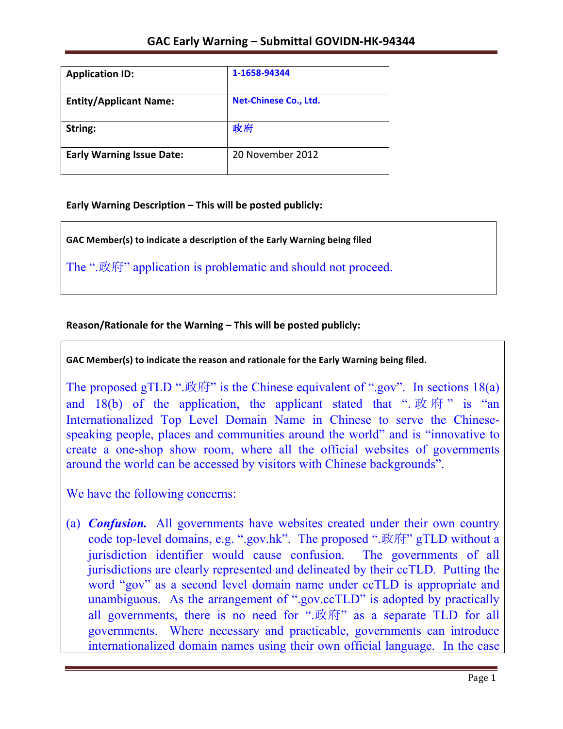# GAC Early Warning – Submittal GOVIDN-HK-94344

| Application ID: | 1-1658-94344 |
|---|---|
| Entity/Applicant Name: | Net-Chinese Co., Ltd. |
| String: | 政府 |
| Early Warning Issue Date: | 20 November 2012 |

**Early Warning Description – This will be posted publicly:**

**GAC Member(s) to indicate a description of the Early Warning being filed**

The ".政府" application is problematic and should not proceed.

**Reason/Rationale for the Warning – This will be posted publicly:**

**GAC Member(s) to indicate the reason and rationale for the Early Warning being filed.**

The proposed gTLD ".政府" is the Chinese equivalent of ".gov". In sections 18(a) and 18(b) of the application, the applicant stated that ".政府" is "an Internationalized Top Level Domain Name in Chinese to serve the Chinese-speaking people, places and communities around the world" and is "innovative to create a one-shop show room, where all the official websites of governments around the world can be accessed by visitors with Chinese backgrounds".

We have the following concerns:

(a) ***Confusion.*** All governments have websites created under their own country code top-level domains, e.g. ".gov.hk". The proposed ".政府" gTLD without a jurisdiction identifier would cause confusion. The governments of all jurisdictions are clearly represented and delineated by their ccTLD. Putting the word "gov" as a second level domain name under ccTLD is appropriate and unambiguous. As the arrangement of ".gov.ccTLD" is adopted by practically all governments, there is no need for ".政府" as a separate TLD for all governments. Where necessary and practicable, governments can introduce internationalized domain names using their own official language. In the case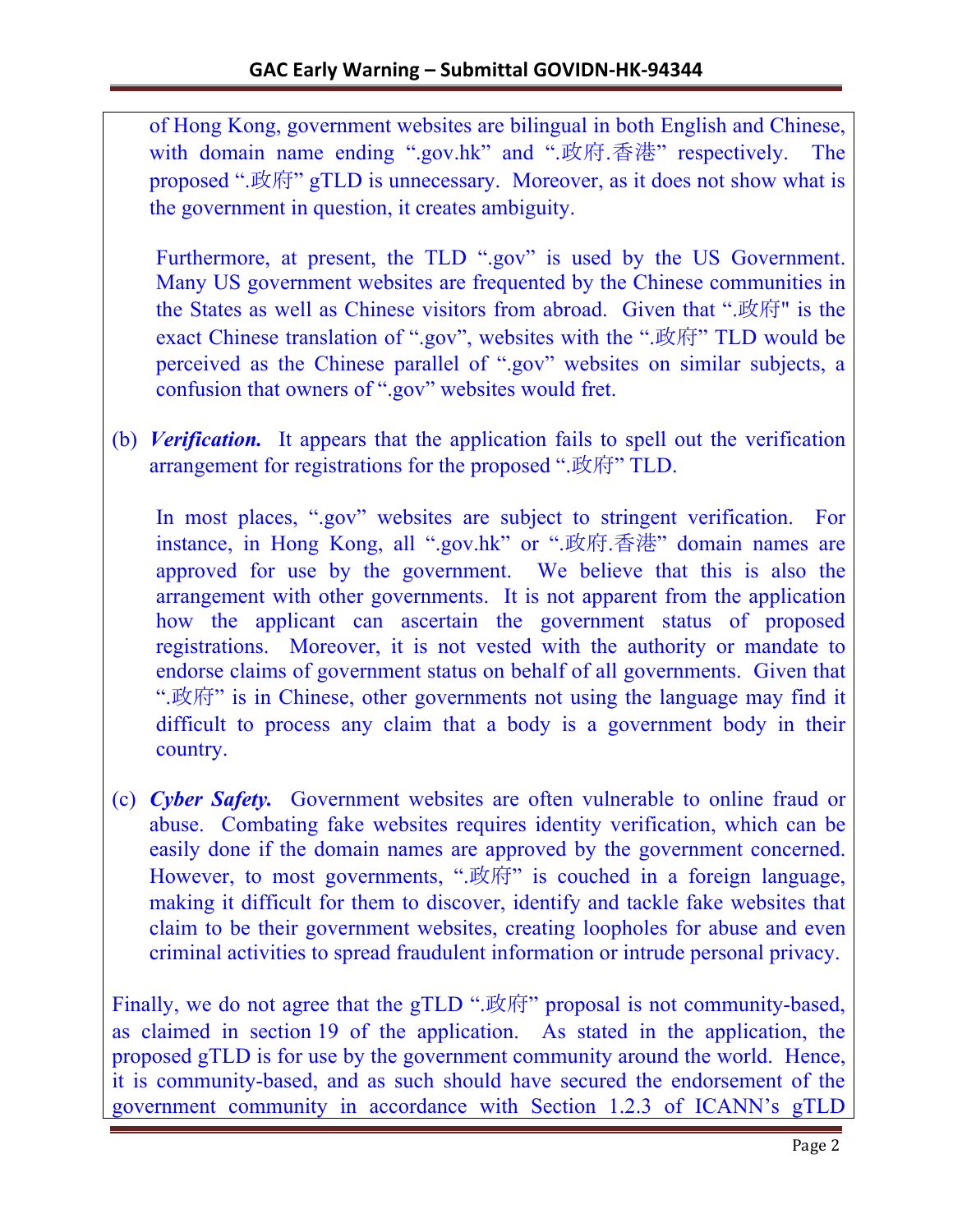of Hong Kong, government websites are bilingual in both English and Chinese, with domain name ending “.gov.hk” and “.政府.香港” respectively. The proposed “.政府” gTLD is unnecessary. Moreover, as it does not show what is the government in question, it creates ambiguity.

Furthermore, at present, the TLD “.gov” is used by the US Government. Many US government websites are frequented by the Chinese communities in the States as well as Chinese visitors from abroad. Given that “.政府" is the exact Chinese translation of “.gov”, websites with the “.政府” TLD would be perceived as the Chinese parallel of “.gov” websites on similar subjects, a confusion that owners of “.gov” websites would fret.

(b) ***Verification.*** It appears that the application fails to spell out the verification arrangement for registrations for the proposed “.政府” TLD.

In most places, “.gov” websites are subject to stringent verification. For instance, in Hong Kong, all “.gov.hk” or “.政府.香港” domain names are approved for use by the government. We believe that this is also the arrangement with other governments. It is not apparent from the application how the applicant can ascertain the government status of proposed registrations. Moreover, it is not vested with the authority or mandate to endorse claims of government status on behalf of all governments. Given that “.政府” is in Chinese, other governments not using the language may find it difficult to process any claim that a body is a government body in their country.

(c) ***Cyber Safety.*** Government websites are often vulnerable to online fraud or abuse. Combating fake websites requires identity verification, which can be easily done if the domain names are approved by the government concerned. However, to most governments, “.政府” is couched in a foreign language, making it difficult for them to discover, identify and tackle fake websites that claim to be their government websites, creating loopholes for abuse and even criminal activities to spread fraudulent information or intrude personal privacy.

Finally, we do not agree that the gTLD “.政府” proposal is not community-based, as claimed in section 19 of the application. As stated in the application, the proposed gTLD is for use by the government community around the world. Hence, it is community-based, and as such should have secured the endorsement of the government community in accordance with Section 1.2.3 of ICANN’s gTLD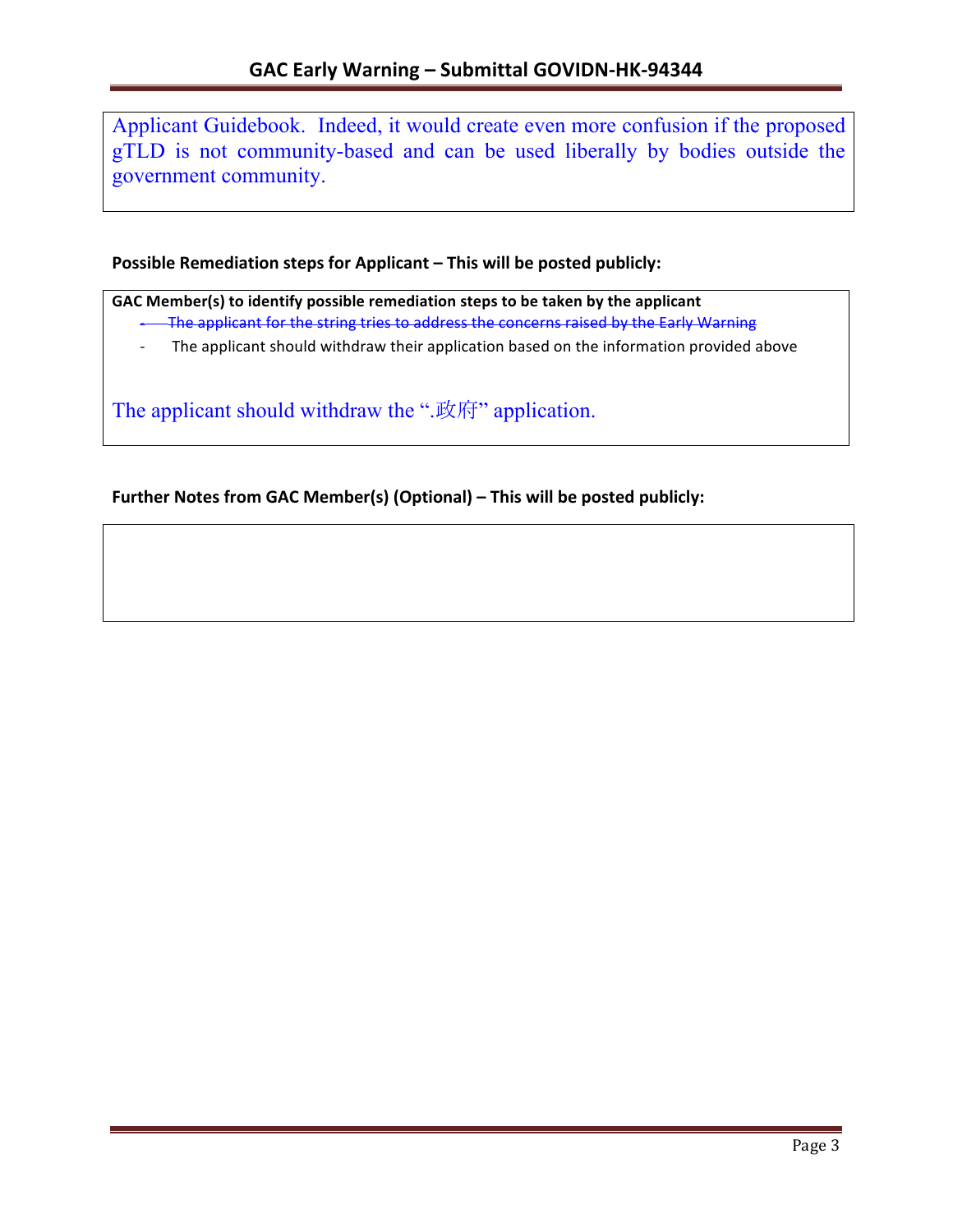Applicant Guidebook. Indeed, it would create even more confusion if the proposed gTLD is not community-based and can be used liberally by bodies outside the government community.

**Possible Remediation steps for Applicant – This will be posted publicly:**

**GAC Member(s) to identify possible remediation steps to be taken by the applicant**

- ~~The applicant for the string tries to address the concerns raised by the Early Warning~~
- The applicant should withdraw their application based on the information provided above

The applicant should withdraw the ".政府" application.

**Further Notes from GAC Member(s) (Optional) – This will be posted publicly:**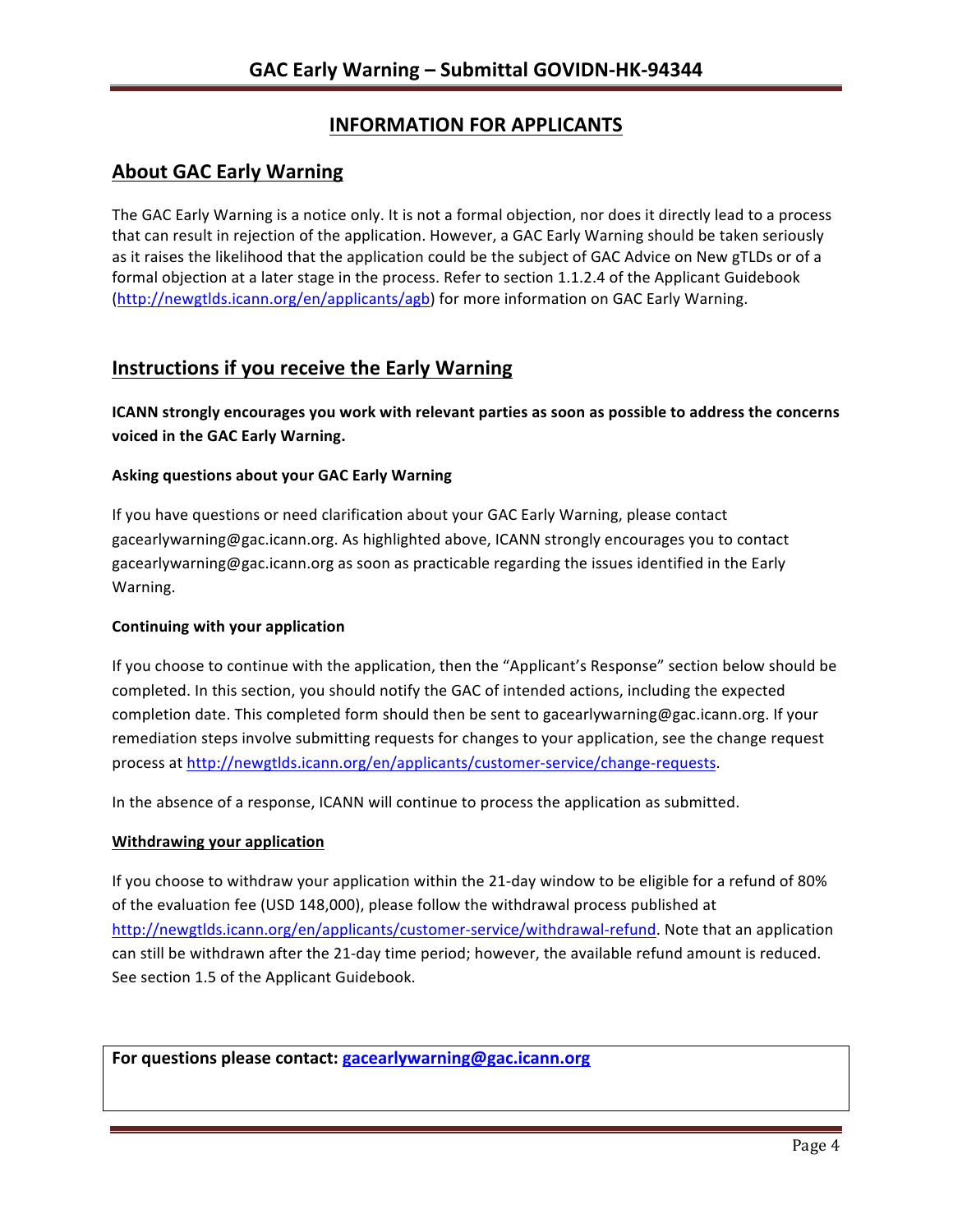## INFORMATION FOR APPLICANTS

## About GAC Early Warning

The GAC Early Warning is a notice only. It is not a formal objection, nor does it directly lead to a process that can result in rejection of the application. However, a GAC Early Warning should be taken seriously as it raises the likelihood that the application could be the subject of GAC Advice on New gTLDs or of a formal objection at a later stage in the process. Refer to section 1.1.2.4 of the Applicant Guidebook (http://newgtlds.icann.org/en/applicants/agb) for more information on GAC Early Warning.

## Instructions if you receive the Early Warning

**ICANN strongly encourages you work with relevant parties as soon as possible to address the concerns voiced in the GAC Early Warning.**

### Asking questions about your GAC Early Warning

If you have questions or need clarification about your GAC Early Warning, please contact gacearlywarning@gac.icann.org. As highlighted above, ICANN strongly encourages you to contact gacearlywarning@gac.icann.org as soon as practicable regarding the issues identified in the Early Warning.

### Continuing with your application

If you choose to continue with the application, then the "Applicant's Response" section below should be completed. In this section, you should notify the GAC of intended actions, including the expected completion date. This completed form should then be sent to gacearlywarning@gac.icann.org. If your remediation steps involve submitting requests for changes to your application, see the change request process at http://newgtlds.icann.org/en/applicants/customer-service/change-requests.

In the absence of a response, ICANN will continue to process the application as submitted.

### Withdrawing your application

If you choose to withdraw your application within the 21-day window to be eligible for a refund of 80% of the evaluation fee (USD 148,000), please follow the withdrawal process published at http://newgtlds.icann.org/en/applicants/customer-service/withdrawal-refund. Note that an application can still be withdrawn after the 21-day time period; however, the available refund amount is reduced. See section 1.5 of the Applicant Guidebook.

**For questions please contact: gacearlywarning@gac.icann.org**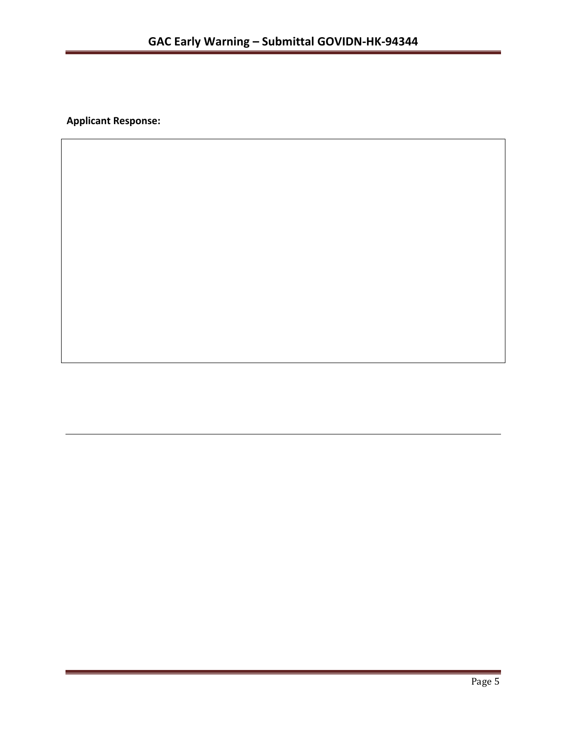**Applicant Response:**